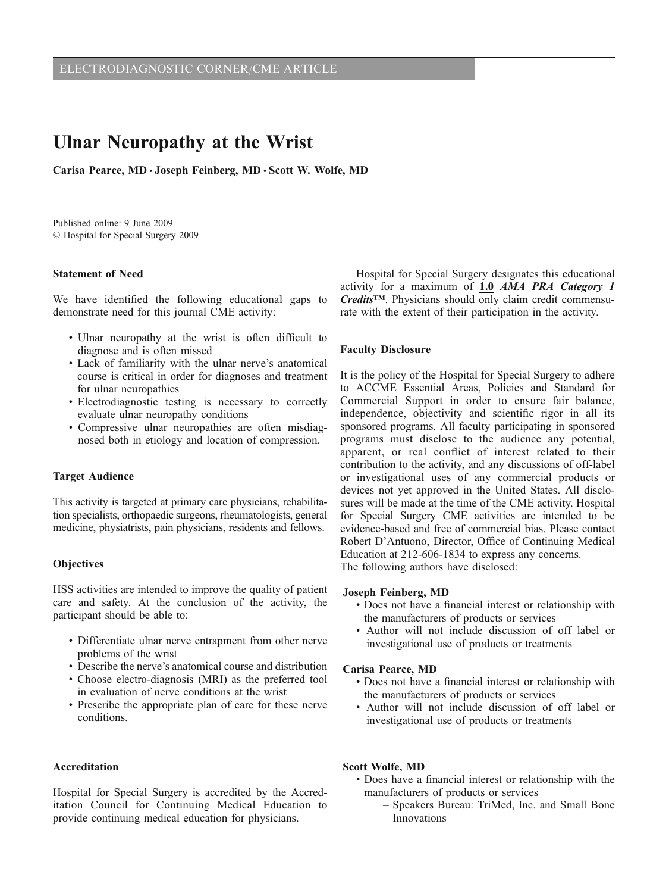ELECTRODIAGNOSTIC CORNER/CME ARTICLE

# Ulnar Neuropathy at the Wrist

**Carisa Pearce, MD · Joseph Feinberg, MD · Scott W. Wolfe, MD**

Published online: 9 June 2009
© Hospital for Special Surgery 2009

### Statement of Need

We have identified the following educational gaps to demonstrate need for this journal CME activity:

- Ulnar neuropathy at the wrist is often difficult to diagnose and is often missed
- Lack of familiarity with the ulnar nerve's anatomical course is critical in order for diagnoses and treatment for ulnar neuropathies
- Electrodiagnostic testing is necessary to correctly evaluate ulnar neuropathy conditions
- Compressive ulnar neuropathies are often misdiagnosed both in etiology and location of compression.

### Target Audience

This activity is targeted at primary care physicians, rehabilitation specialists, orthopaedic surgeons, rheumatologists, general medicine, physiatrists, pain physicians, residents and fellows.

### Objectives

HSS activities are intended to improve the quality of patient care and safety. At the conclusion of the activity, the participant should be able to:

- Differentiate ulnar nerve entrapment from other nerve problems of the wrist
- Describe the nerve's anatomical course and distribution
- Choose electro-diagnosis (MRI) as the preferred tool in evaluation of nerve conditions at the wrist
- Prescribe the appropriate plan of care for these nerve conditions.

### Accreditation

Hospital for Special Surgery is accredited by the Accreditation Council for Continuing Medical Education to provide continuing medical education for physicians.

Hospital for Special Surgery designates this educational activity for a maximum of **1.0** ***AMA PRA Category 1 Credits™***. Physicians should only claim credit commensurate with the extent of their participation in the activity.

### Faculty Disclosure

It is the policy of the Hospital for Special Surgery to adhere to ACCME Essential Areas, Policies and Standard for Commercial Support in order to ensure fair balance, independence, objectivity and scientific rigor in all its sponsored programs. All faculty participating in sponsored programs must disclose to the audience any potential, apparent, or real conflict of interest related to their contribution to the activity, and any discussions of off-label or investigational uses of any commercial products or devices not yet approved in the United States. All disclosures will be made at the time of the CME activity. Hospital for Special Surgery CME activities are intended to be evidence-based and free of commercial bias. Please contact Robert D'Antuono, Director, Office of Continuing Medical Education at 212-606-1834 to express any concerns.
The following authors have disclosed:

**Joseph Feinberg, MD**

- Does not have a financial interest or relationship with the manufacturers of products or services
- Author will not include discussion of off label or investigational use of products or treatments

**Carisa Pearce, MD**

- Does not have a financial interest or relationship with the manufacturers of products or services
- Author will not include discussion of off label or investigational use of products or treatments

**Scott Wolfe, MD**

- Does have a financial interest or relationship with the manufacturers of products or services
  - Speakers Bureau: TriMed, Inc. and Small Bone Innovations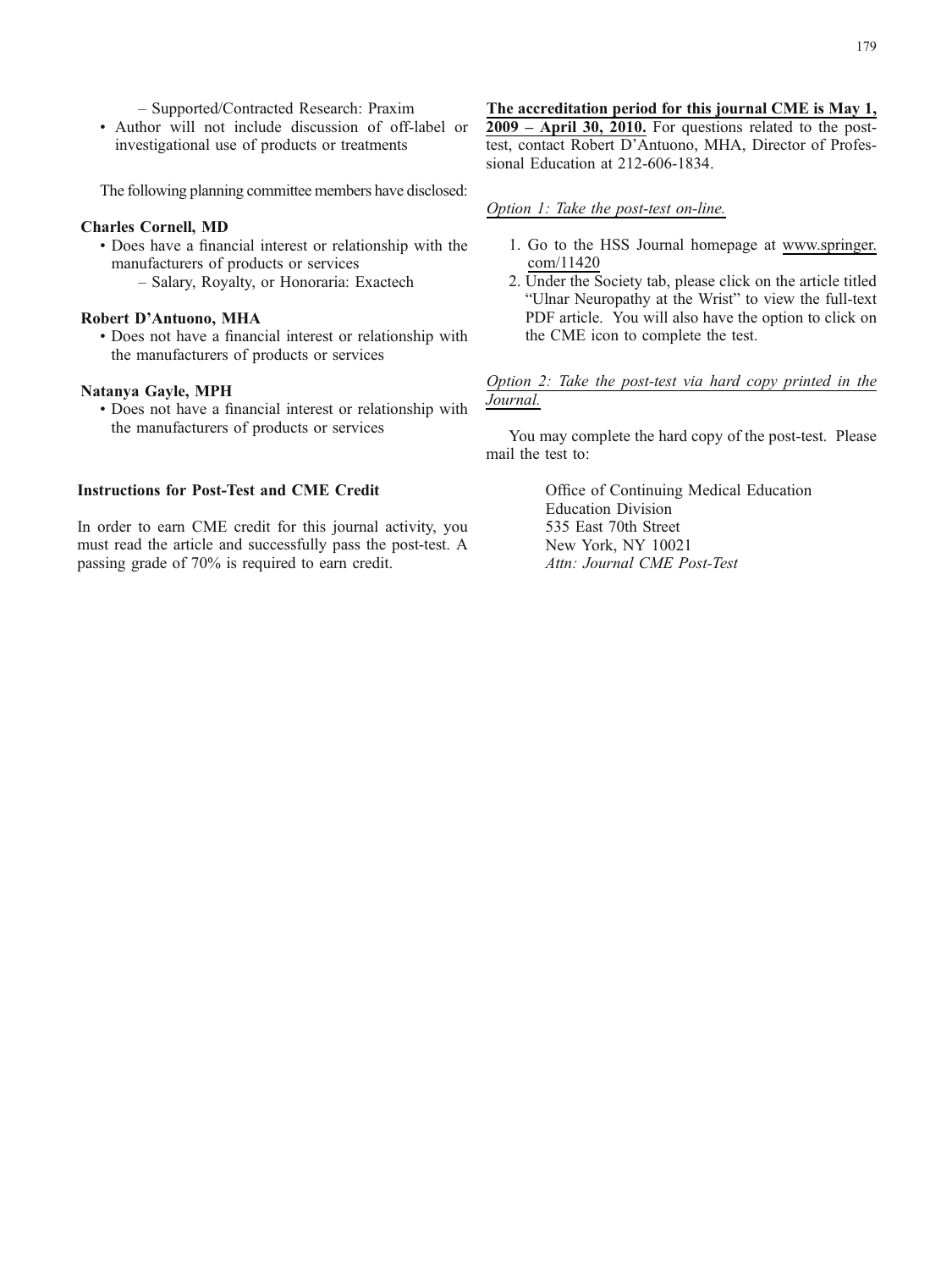- Supported/Contracted Research: Praxim
- Author will not include discussion of off-label or investigational use of products or treatments

The following planning committee members have disclosed:

**Charles Cornell, MD**

- Does have a financial interest or relationship with the manufacturers of products or services
  - Salary, Royalty, or Honoraria: Exactech

**Robert D'Antuono, MHA**

- Does not have a financial interest or relationship with the manufacturers of products or services

**Natanya Gayle, MPH**

- Does not have a financial interest or relationship with the manufacturers of products or services

### Instructions for Post-Test and CME Credit

In order to earn CME credit for this journal activity, you must read the article and successfully pass the post-test. A passing grade of 70% is required to earn credit.

**The accreditation period for this journal CME is May 1, 2009 – April 30, 2010.** For questions related to the post-test, contact Robert D'Antuono, MHA, Director of Professional Education at 212-606-1834.

*Option 1: Take the post-test on-line.*

1. Go to the HSS Journal homepage at www.springer.com/11420
2. Under the Society tab, please click on the article titled "Ulnar Neuropathy at the Wrist" to view the full-text PDF article. You will also have the option to click on the CME icon to complete the test.

*Option 2: Take the post-test via hard copy printed in the Journal.*

You may complete the hard copy of the post-test. Please mail the test to:

Office of Continuing Medical Education
Education Division
535 East 70th Street
New York, NY 10021
*Attn: Journal CME Post-Test*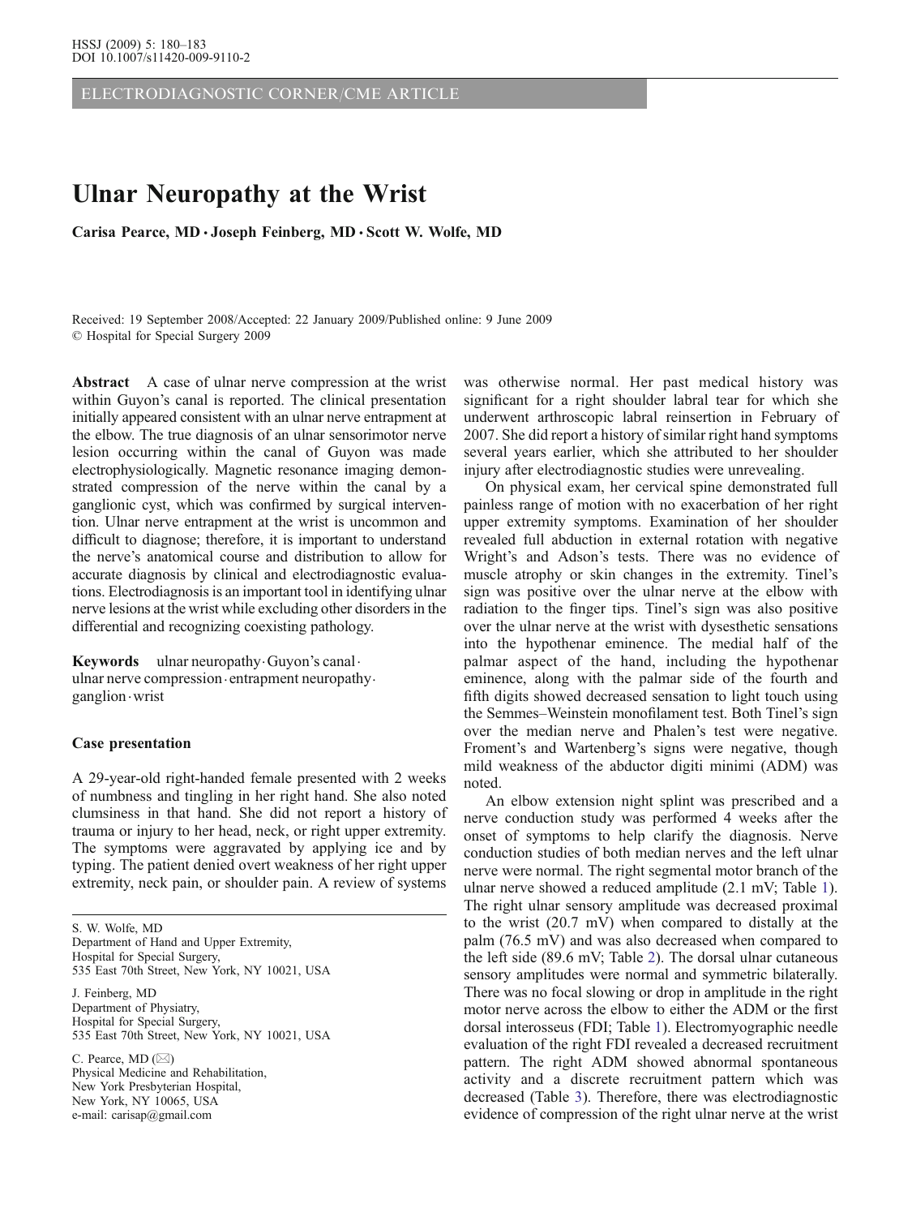ELECTRODIAGNOSTIC CORNER/CME ARTICLE

# Ulnar Neuropathy at the Wrist

**Carisa Pearce, MD · Joseph Feinberg, MD · Scott W. Wolfe, MD**

Received: 19 September 2008/Accepted: 22 January 2009/Published online: 9 June 2009
© Hospital for Special Surgery 2009

**Abstract** A case of ulnar nerve compression at the wrist within Guyon's canal is reported. The clinical presentation initially appeared consistent with an ulnar nerve entrapment at the elbow. The true diagnosis of an ulnar sensorimotor nerve lesion occurring within the canal of Guyon was made electrophysiologically. Magnetic resonance imaging demonstrated compression of the nerve within the canal by a ganglionic cyst, which was confirmed by surgical intervention. Ulnar nerve entrapment at the wrist is uncommon and difficult to diagnose; therefore, it is important to understand the nerve's anatomical course and distribution to allow for accurate diagnosis by clinical and electrodiagnostic evaluations. Electrodiagnosis is an important tool in identifying ulnar nerve lesions at the wrist while excluding other disorders in the differential and recognizing coexisting pathology.

**Keywords** ulnar neuropathy · Guyon's canal · ulnar nerve compression · entrapment neuropathy · ganglion · wrist

### Case presentation

A 29-year-old right-handed female presented with 2 weeks of numbness and tingling in her right hand. She also noted clumsiness in that hand. She did not report a history of trauma or injury to her head, neck, or right upper extremity. The symptoms were aggravated by applying ice and by typing. The patient denied overt weakness of her right upper extremity, neck pain, or shoulder pain. A review of systems was otherwise normal. Her past medical history was significant for a right shoulder labral tear for which she underwent arthroscopic labral reinsertion in February of 2007. She did report a history of similar right hand symptoms several years earlier, which she attributed to her shoulder injury after electrodiagnostic studies were unrevealing.

On physical exam, her cervical spine demonstrated full painless range of motion with no exacerbation of her right upper extremity symptoms. Examination of her shoulder revealed full abduction in external rotation with negative Wright's and Adson's tests. There was no evidence of muscle atrophy or skin changes in the extremity. Tinel's sign was positive over the ulnar nerve at the elbow with radiation to the finger tips. Tinel's sign was also positive over the ulnar nerve at the wrist with dysesthetic sensations into the hypothenar eminence. The medial half of the palmar aspect of the hand, including the hypothenar eminence, along with the palmar side of the fourth and fifth digits showed decreased sensation to light touch using the Semmes–Weinstein monofilament test. Both Tinel's sign over the median nerve and Phalen's test were negative. Froment's and Wartenberg's signs were negative, though mild weakness of the abductor digiti minimi (ADM) was noted.

An elbow extension night splint was prescribed and a nerve conduction study was performed 4 weeks after the onset of symptoms to help clarify the diagnosis. Nerve conduction studies of both median nerves and the left ulnar nerve were normal. The right segmental motor branch of the ulnar nerve showed a reduced amplitude (2.1 mV; Table 1). The right ulnar sensory amplitude was decreased proximal to the wrist (20.7 mV) when compared to distally at the palm (76.5 mV) and was also decreased when compared to the left side (89.6 mV; Table 2). The dorsal ulnar cutaneous sensory amplitudes were normal and symmetric bilaterally. There was no focal slowing or drop in amplitude in the right motor nerve across the elbow to either the ADM or the first dorsal interosseus (FDI; Table 1). Electromyographic needle evaluation of the right FDI revealed a decreased recruitment pattern. The right ADM showed abnormal spontaneous activity and a discrete recruitment pattern which was decreased (Table 3). Therefore, there was electrodiagnostic evidence of compression of the right ulnar nerve at the wrist

S. W. Wolfe, MD
Department of Hand and Upper Extremity,
Hospital for Special Surgery,
535 East 70th Street, New York, NY 10021, USA

J. Feinberg, MD
Department of Physiatry,
Hospital for Special Surgery,
535 East 70th Street, New York, NY 10021, USA

C. Pearce, MD (✉)
Physical Medicine and Rehabilitation,
New York Presbyterian Hospital,
New York, NY 10065, USA
e-mail: carisap@gmail.com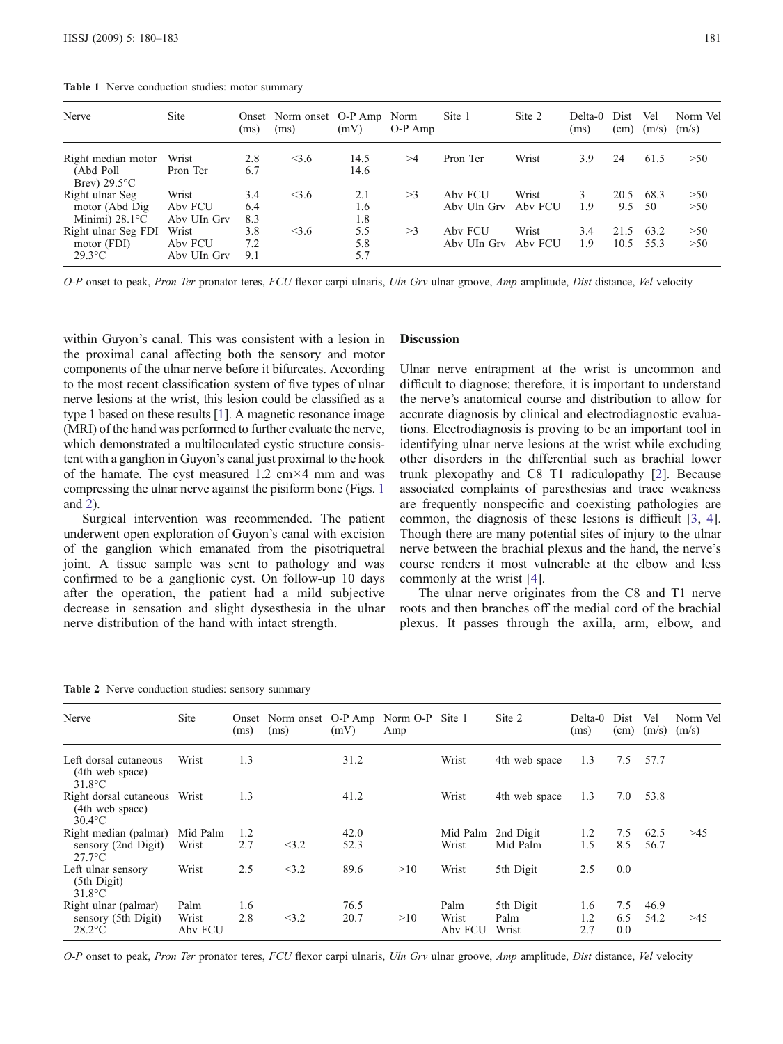**Table 1** Nerve conduction studies: motor summary

| Nerve | Site | Onset (ms) | Norm onset (ms) | O-P Amp (mV) | Norm O-P Amp | Site 1 | Site 2 | Delta-0 (ms) | Dist (cm) | Vel (m/s) | Norm Vel (m/s) |
|---|---|---|---|---|---|---|---|---|---|---|---|
| Right median motor (Abd Poll Brev) 29.5°C | Wrist | 2.8 | <3.6 | 14.5 | >4 | Pron Ter | Wrist | 3.9 | 24 | 61.5 | >50 |
| | Pron Ter | 6.7 | | 14.6 | | | | | | | |
| Right ulnar Seg motor (Abd Dig Minimi) 28.1°C | Wrist | 3.4 | <3.6 | 2.1 | >3 | Abv FCU | Wrist | 3 | 20.5 | 68.3 | >50 |
| | Abv FCU | 6.4 | | 1.6 | | Abv Uln Grv | Abv FCU | 1.9 | 9.5 | 50 | >50 |
| | Abv Uln Grv | 8.3 | | 1.8 | | | | | | | |
| Right ulnar Seg FDI motor (FDI) 29.3°C | Wrist | 3.8 | <3.6 | 5.5 | >3 | Abv FCU | Wrist | 3.4 | 21.5 | 63.2 | >50 |
| | Abv FCU | 7.2 | | 5.8 | | Abv Uln Grv | Abv FCU | 1.9 | 10.5 | 55.3 | >50 |
| | Abv Uln Grv | 9.1 | | 5.7 | | | | | | | |

*O-P* onset to peak, *Pron Ter* pronator teres, *FCU* flexor carpi ulnaris, *Uln Grv* ulnar groove, *Amp* amplitude, *Dist* distance, *Vel* velocity

within Guyon's canal. This was consistent with a lesion in the proximal canal affecting both the sensory and motor components of the ulnar nerve before it bifurcates. According to the most recent classification system of five types of ulnar nerve lesions at the wrist, this lesion could be classified as a type 1 based on these results [1]. A magnetic resonance image (MRI) of the hand was performed to further evaluate the nerve, which demonstrated a multiloculated cystic structure consistent with a ganglion in Guyon's canal just proximal to the hook of the hamate. The cyst measured 1.2 cm×4 mm and was compressing the ulnar nerve against the pisiform bone (Figs. 1 and 2).

Surgical intervention was recommended. The patient underwent open exploration of Guyon's canal with excision of the ganglion which emanated from the pisotriquetral joint. A tissue sample was sent to pathology and was confirmed to be a ganglionic cyst. On follow-up 10 days after the operation, the patient had a mild subjective decrease in sensation and slight dysesthesia in the ulnar nerve distribution of the hand with intact strength.

## Discussion

Ulnar nerve entrapment at the wrist is uncommon and difficult to diagnose; therefore, it is important to understand the nerve's anatomical course and distribution to allow for accurate diagnosis by clinical and electrodiagnostic evaluations. Electrodiagnosis is proving to be an important tool in identifying ulnar nerve lesions at the wrist while excluding other disorders in the differential such as brachial lower trunk plexopathy and C8–T1 radiculopathy [2]. Because associated complaints of paresthesias and trace weakness are frequently nonspecific and coexisting pathologies are common, the diagnosis of these lesions is difficult [3, 4]. Though there are many potential sites of injury to the ulnar nerve between the brachial plexus and the hand, the nerve's course renders it most vulnerable at the elbow and less commonly at the wrist [4].

The ulnar nerve originates from the C8 and T1 nerve roots and then branches off the medial cord of the brachial plexus. It passes through the axilla, arm, elbow, and

**Table 2** Nerve conduction studies: sensory summary

| Nerve | Site | Onset (ms) | Norm onset (ms) | O-P Amp (mV) | Norm O-P Amp | Site 1 | Site 2 | Delta-0 (ms) | Dist (cm) | Vel (m/s) | Norm Vel (m/s) |
|---|---|---|---|---|---|---|---|---|---|---|---|
| Left dorsal cutaneous (4th web space) 31.8°C | Wrist | 1.3 | | 31.2 | | Wrist | 4th web space | 1.3 | 7.5 | 57.7 | |
| Right dorsal cutaneous (4th web space) 30.4°C | Wrist | 1.3 | | 41.2 | | Wrist | 4th web space | 1.3 | 7.0 | 53.8 | |
| Right median (palmar) sensory (2nd Digit) 27.7°C | Mid Palm | 1.2 | | 42.0 | | Mid Palm | 2nd Digit | 1.2 | 7.5 | 62.5 | >45 |
| | Wrist | 2.7 | <3.2 | 52.3 | | Wrist | Mid Palm | 1.5 | 8.5 | 56.7 | |
| Left ulnar sensory (5th Digit) 31.8°C | Wrist | 2.5 | <3.2 | 89.6 | >10 | Wrist | 5th Digit | 2.5 | 0.0 | | |
| Right ulnar (palmar) sensory (5th Digit) 28.2°C | Palm | 1.6 | | 76.5 | | Palm | 5th Digit | 1.6 | 7.5 | 46.9 | |
| | Wrist | 2.8 | <3.2 | 20.7 | >10 | Wrist | Palm | 1.2 | 6.5 | 54.2 | >45 |
| | Abv FCU | | | | | Abv FCU | Wrist | 2.7 | 0.0 | | |

*O-P* onset to peak, *Pron Ter* pronator teres, *FCU* flexor carpi ulnaris, *Uln Grv* ulnar groove, *Amp* amplitude, *Dist* distance, *Vel* velocity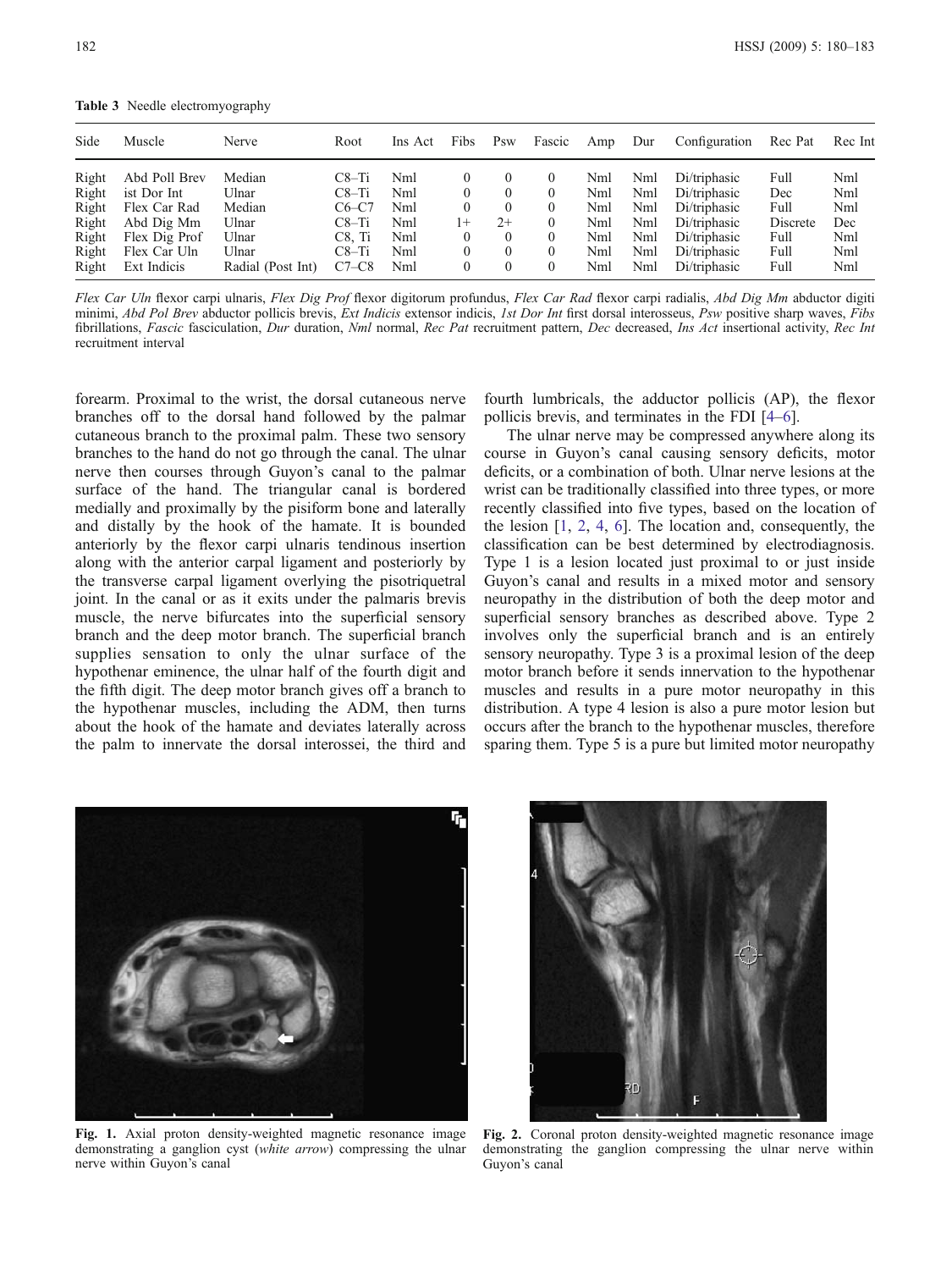**Table 3** Needle electromyography

| Side | Muscle | Nerve | Root | Ins Act | Fibs | Psw | Fascic | Amp | Dur | Configuration | Rec Pat | Rec Int |
|---|---|---|---|---|---|---|---|---|---|---|---|---|
| Right | Abd Poll Brev | Median | C8–Ti | Nml | 0 | 0 | 0 | Nml | Nml | Di/triphasic | Full | Nml |
| Right | ist Dor Int | Ulnar | C8–Ti | Nml | 0 | 0 | 0 | Nml | Nml | Di/triphasic | Dec | Nml |
| Right | Flex Car Rad | Median | C6–C7 | Nml | 0 | 0 | 0 | Nml | Nml | Di/triphasic | Full | Nml |
| Right | Abd Dig Mm | Ulnar | C8–Ti | Nml | 1+ | 2+ | 0 | Nml | Nml | Di/triphasic | Discrete | Dec |
| Right | Flex Dig Prof | Ulnar | C8, Ti | Nml | 0 | 0 | 0 | Nml | Nml | Di/triphasic | Full | Nml |
| Right | Flex Car Uln | Ulnar | C8–Ti | Nml | 0 | 0 | 0 | Nml | Nml | Di/triphasic | Full | Nml |
| Right | Ext Indicis | Radial (Post Int) | C7–C8 | Nml | 0 | 0 | 0 | Nml | Nml | Di/triphasic | Full | Nml |

*Flex Car Uln* flexor carpi ulnaris, *Flex Dig Prof* flexor digitorum profundus, *Flex Car Rad* flexor carpi radialis, *Abd Dig Mm* abductor digiti minimi, *Abd Pol Brev* abductor pollicis brevis, *Ext Indicis* extensor indicis, *1st Dor Int* first dorsal interosseus, *Psw* positive sharp waves, *Fibs* fibrillations, *Fascic* fasciculation, *Dur* duration, *Nml* normal, *Rec Pat* recruitment pattern, *Dec* decreased, *Ins Act* insertional activity, *Rec Int* recruitment interval

forearm. Proximal to the wrist, the dorsal cutaneous nerve branches off to the dorsal hand followed by the palmar cutaneous branch to the proximal palm. These two sensory branches to the hand do not go through the canal. The ulnar nerve then courses through Guyon's canal to the palmar surface of the hand. The triangular canal is bordered medially and proximally by the pisiform bone and laterally and distally by the hook of the hamate. It is bounded anteriorly by the flexor carpi ulnaris tendinous insertion along with the anterior carpal ligament and posteriorly by the transverse carpal ligament overlying the pisotriquetral joint. In the canal or as it exits under the palmaris brevis muscle, the nerve bifurcates into the superficial sensory branch and the deep motor branch. The superficial branch supplies sensation to only the ulnar surface of the hypothenar eminence, the ulnar half of the fourth digit and the fifth digit. The deep motor branch gives off a branch to the hypothenar muscles, including the ADM, then turns about the hook of the hamate and deviates laterally across the palm to innervate the dorsal interossei, the third and fourth lumbricals, the adductor pollicis (AP), the flexor pollicis brevis, and terminates in the FDI [4–6].

The ulnar nerve may be compressed anywhere along its course in Guyon's canal causing sensory deficits, motor deficits, or a combination of both. Ulnar nerve lesions at the wrist can be traditionally classified into three types, or more recently classified into five types, based on the location of the lesion [1, 2, 4, 6]. The location and, consequently, the classification can be best determined by electrodiagnosis. Type 1 is a lesion located just proximal to or just inside Guyon's canal and results in a mixed motor and sensory neuropathy in the distribution of both the deep motor and superficial sensory branches as described above. Type 2 involves only the superficial branch and is an entirely sensory neuropathy. Type 3 is a proximal lesion of the deep motor branch before it sends innervation to the hypothenar muscles and results in a pure motor neuropathy in this distribution. A type 4 lesion is also a pure motor lesion but occurs after the branch to the hypothenar muscles, therefore sparing them. Type 5 is a pure but limited motor neuropathy

**Fig. 1.** Axial proton density-weighted magnetic resonance image demonstrating a ganglion cyst (*white arrow*) compressing the ulnar nerve within Guyon's canal

**Fig. 2.** Coronal proton density-weighted magnetic resonance image demonstrating the ganglion compressing the ulnar nerve within Guyon's canal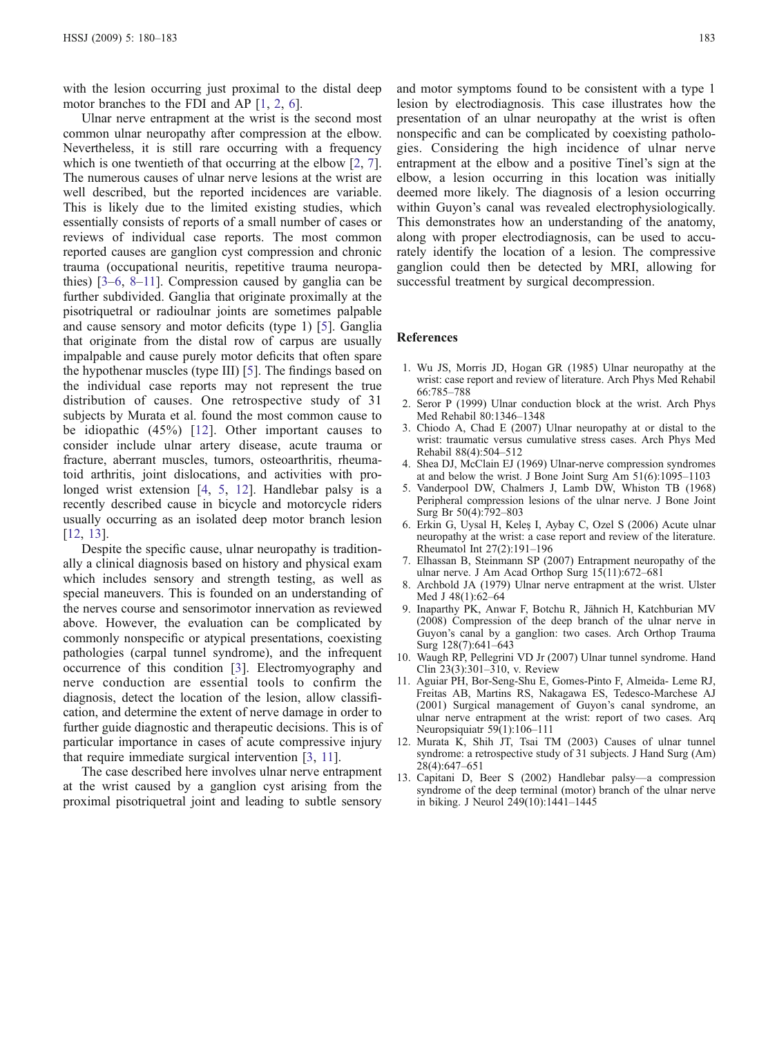with the lesion occurring just proximal to the distal deep motor branches to the FDI and AP [1, 2, 6].

Ulnar nerve entrapment at the wrist is the second most common ulnar neuropathy after compression at the elbow. Nevertheless, it is still rare occurring with a frequency which is one twentieth of that occurring at the elbow [2, 7]. The numerous causes of ulnar nerve lesions at the wrist are well described, but the reported incidences are variable. This is likely due to the limited existing studies, which essentially consists of reports of a small number of cases or reviews of individual case reports. The most common reported causes are ganglion cyst compression and chronic trauma (occupational neuritis, repetitive trauma neuropathies) [3–6, 8–11]. Compression caused by ganglia can be further subdivided. Ganglia that originate proximally at the pisotriquetral or radioulnar joints are sometimes palpable and cause sensory and motor deficits (type 1) [5]. Ganglia that originate from the distal row of carpus are usually impalpable and cause purely motor deficits that often spare the hypothenar muscles (type III) [5]. The findings based on the individual case reports may not represent the true distribution of causes. One retrospective study of 31 subjects by Murata et al. found the most common cause to be idiopathic (45%) [12]. Other important causes to consider include ulnar artery disease, acute trauma or fracture, aberrant muscles, tumors, osteoarthritis, rheumatoid arthritis, joint dislocations, and activities with prolonged wrist extension [4, 5, 12]. Handlebar palsy is a recently described cause in bicycle and motorcycle riders usually occurring as an isolated deep motor branch lesion [12, 13].

Despite the specific cause, ulnar neuropathy is traditionally a clinical diagnosis based on history and physical exam which includes sensory and strength testing, as well as special maneuvers. This is founded on an understanding of the nerves course and sensorimotor innervation as reviewed above. However, the evaluation can be complicated by commonly nonspecific or atypical presentations, coexisting pathologies (carpal tunnel syndrome), and the infrequent occurrence of this condition [3]. Electromyography and nerve conduction are essential tools to confirm the diagnosis, detect the location of the lesion, allow classification, and determine the extent of nerve damage in order to further guide diagnostic and therapeutic decisions. This is of particular importance in cases of acute compressive injury that require immediate surgical intervention [3, 11].

The case described here involves ulnar nerve entrapment at the wrist caused by a ganglion cyst arising from the proximal pisotriquetral joint and leading to subtle sensory and motor symptoms found to be consistent with a type 1 lesion by electrodiagnosis. This case illustrates how the presentation of an ulnar neuropathy at the wrist is often nonspecific and can be complicated by coexisting pathologies. Considering the high incidence of ulnar nerve entrapment at the elbow and a positive Tinel's sign at the elbow, a lesion occurring in this location was initially deemed more likely. The diagnosis of a lesion occurring within Guyon's canal was revealed electrophysiologically. This demonstrates how an understanding of the anatomy, along with proper electrodiagnosis, can be used to accurately identify the location of a lesion. The compressive ganglion could then be detected by MRI, allowing for successful treatment by surgical decompression.

## References

1. Wu JS, Morris JD, Hogan GR (1985) Ulnar neuropathy at the wrist: case report and review of literature. Arch Phys Med Rehabil 66:785–788
2. Seror P (1999) Ulnar conduction block at the wrist. Arch Phys Med Rehabil 80:1346–1348
3. Chiodo A, Chad E (2007) Ulnar neuropathy at or distal to the wrist: traumatic versus cumulative stress cases. Arch Phys Med Rehabil 88(4):504–512
4. Shea DJ, McClain EJ (1969) Ulnar-nerve compression syndromes at and below the wrist. J Bone Joint Surg Am 51(6):1095–1103
5. Vanderpool DW, Chalmers J, Lamb DW, Whiston TB (1968) Peripheral compression lesions of the ulnar nerve. J Bone Joint Surg Br 50(4):792–803
6. Erkin G, Uysal H, Keleș I, Aybay C, Ozel S (2006) Acute ulnar neuropathy at the wrist: a case report and review of the literature. Rheumatol Int 27(2):191–196
7. Elhassan B, Steinmann SP (2007) Entrapment neuropathy of the ulnar nerve. J Am Acad Orthop Surg 15(11):672–681
8. Archbold JA (1979) Ulnar nerve entrapment at the wrist. Ulster Med J 48(1):62–64
9. Inaparthy PK, Anwar F, Botchu R, Jähnich H, Katchburian MV (2008) Compression of the deep branch of the ulnar nerve in Guyon's canal by a ganglion: two cases. Arch Orthop Trauma Surg 128(7):641–643
10. Waugh RP, Pellegrini VD Jr (2007) Ulnar tunnel syndrome. Hand Clin 23(3):301–310, v. Review
11. Aguiar PH, Bor-Seng-Shu E, Gomes-Pinto F, Almeida- Leme RJ, Freitas AB, Martins RS, Nakagawa ES, Tedesco-Marchese AJ (2001) Surgical management of Guyon's canal syndrome, an ulnar nerve entrapment at the wrist: report of two cases. Arq Neuropsiquiatr 59(1):106–111
12. Murata K, Shih JT, Tsai TM (2003) Causes of ulnar tunnel syndrome: a retrospective study of 31 subjects. J Hand Surg (Am) 28(4):647–651
13. Capitani D, Beer S (2002) Handlebar palsy—a compression syndrome of the deep terminal (motor) branch of the ulnar nerve in biking. J Neurol 249(10):1441–1445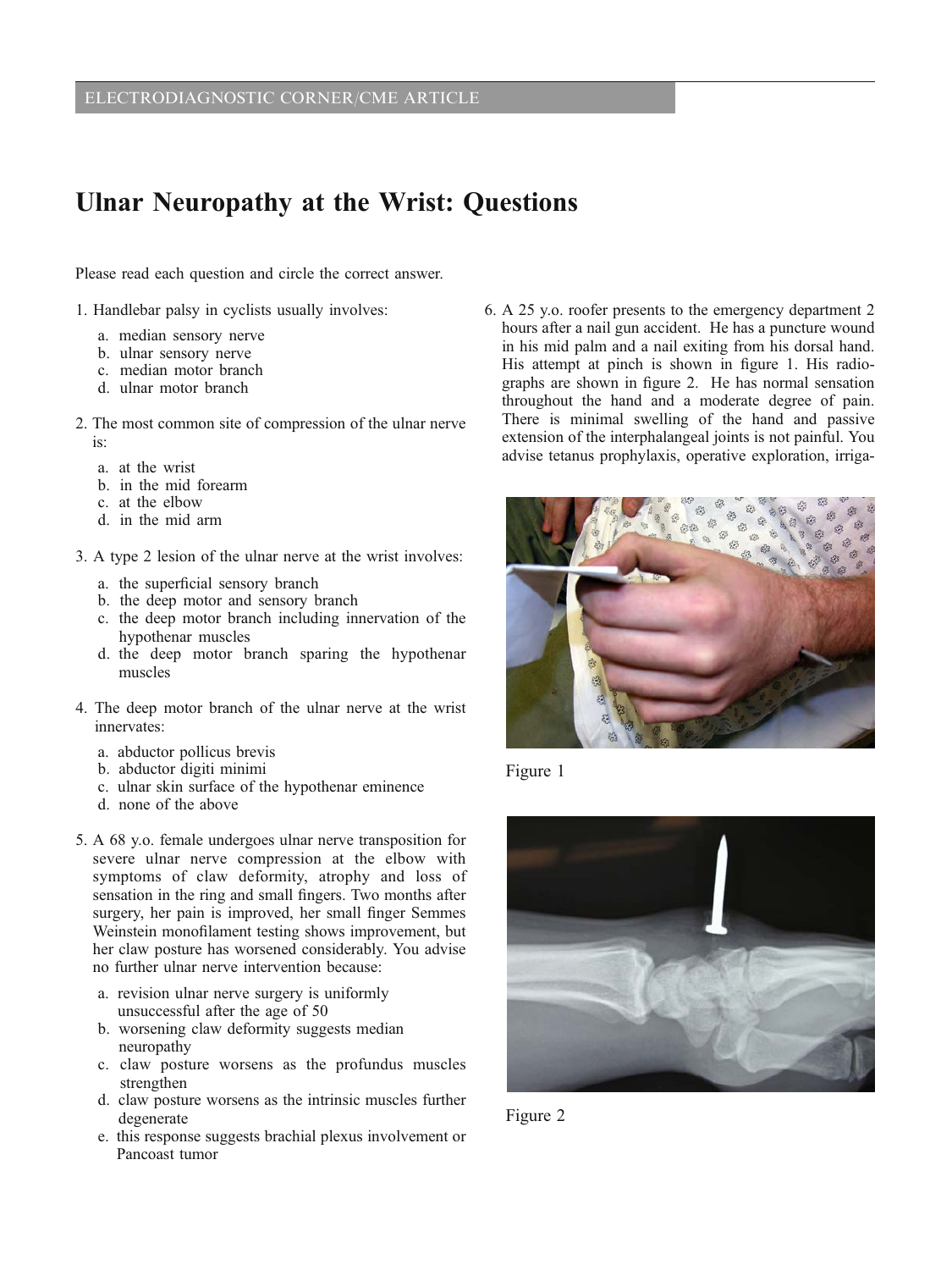# Ulnar Neuropathy at the Wrist: Questions

Please read each question and circle the correct answer.

1. Handlebar palsy in cyclists usually involves:
   a. median sensory nerve
   b. ulnar sensory nerve
   c. median motor branch
   d. ulnar motor branch

2. The most common site of compression of the ulnar nerve is:
   a. at the wrist
   b. in the mid forearm
   c. at the elbow
   d. in the mid arm

3. A type 2 lesion of the ulnar nerve at the wrist involves:
   a. the superficial sensory branch
   b. the deep motor and sensory branch
   c. the deep motor branch including innervation of the hypothenar muscles
   d. the deep motor branch sparing the hypothenar muscles

4. The deep motor branch of the ulnar nerve at the wrist innervates:
   a. abductor pollicus brevis
   b. abductor digiti minimi
   c. ulnar skin surface of the hypothenar eminence
   d. none of the above

5. A 68 y.o. female undergoes ulnar nerve transposition for severe ulnar nerve compression at the elbow with symptoms of claw deformity, atrophy and loss of sensation in the ring and small fingers. Two months after surgery, her pain is improved, her small finger Semmes Weinstein monofilament testing shows improvement, but her claw posture has worsened considerably. You advise no further ulnar nerve intervention because:
   a. revision ulnar nerve surgery is uniformly unsuccessful after the age of 50
   b. worsening claw deformity suggests median neuropathy
   c. claw posture worsens as the profundus muscles strengthen
   d. claw posture worsens as the intrinsic muscles further degenerate
   e. this response suggests brachial plexus involvement or Pancoast tumor

6. A 25 y.o. roofer presents to the emergency department 2 hours after a nail gun accident. He has a puncture wound in his mid palm and a nail exiting from his dorsal hand. His attempt at pinch is shown in figure 1. His radiographs are shown in figure 2. He has normal sensation throughout the hand and a moderate degree of pain. There is minimal swelling of the hand and passive extension of the interphalangeal joints is not painful. You advise tetanus prophylaxis, operative exploration, irriga-

Figure 1

Figure 2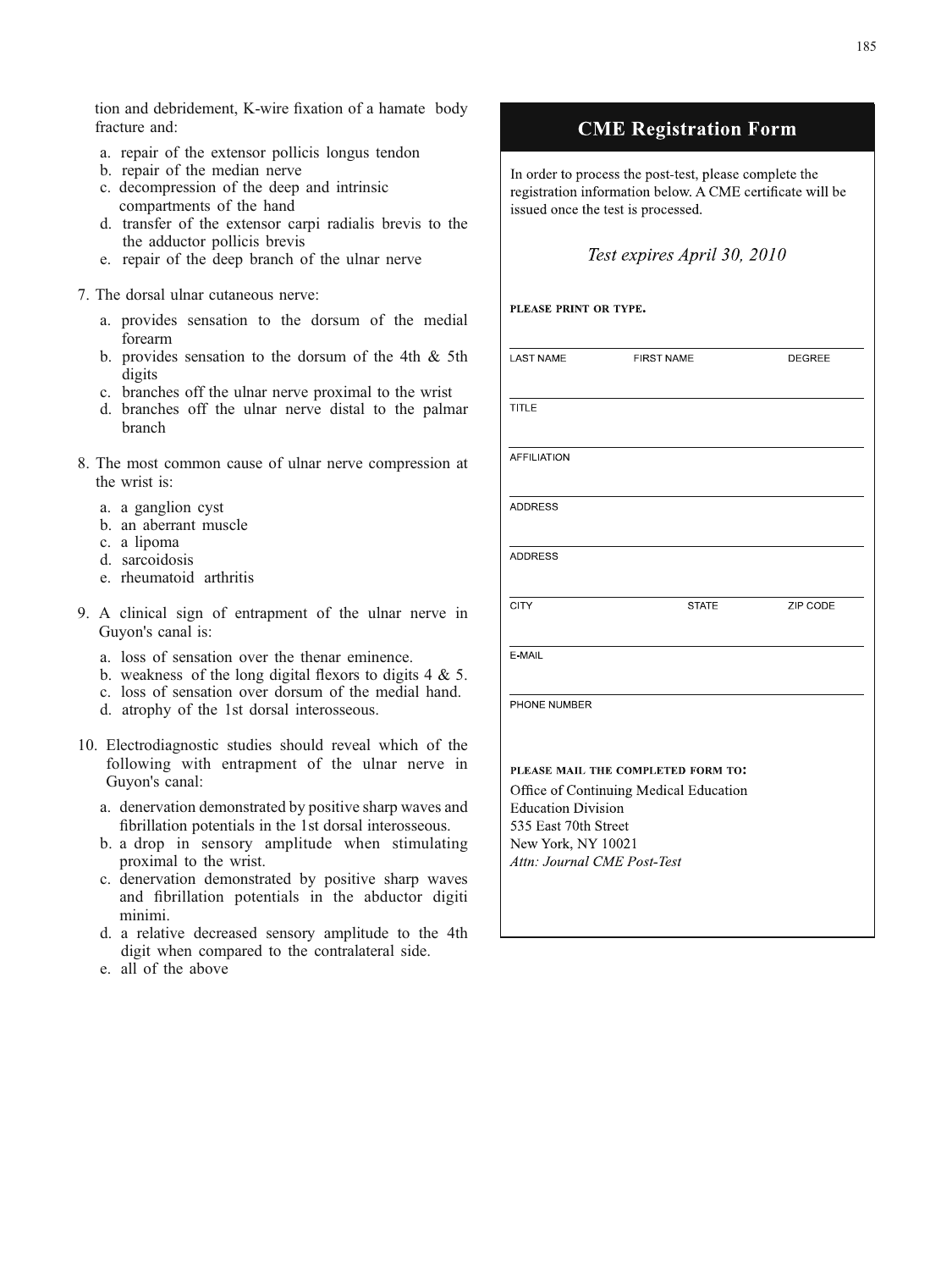tion and debridement, K-wire fixation of a hamate body fracture and:

a. repair of the extensor pollicis longus tendon
b. repair of the median nerve
c. decompression of the deep and intrinsic compartments of the hand
d. transfer of the extensor carpi radialis brevis to the the adductor pollicis brevis
e. repair of the deep branch of the ulnar nerve

7. The dorsal ulnar cutaneous nerve:

a. provides sensation to the dorsum of the medial forearm
b. provides sensation to the dorsum of the 4th & 5th digits
c. branches off the ulnar nerve proximal to the wrist
d. branches off the ulnar nerve distal to the palmar branch

8. The most common cause of ulnar nerve compression at the wrist is:

a. a ganglion cyst
b. an aberrant muscle
c. a lipoma
d. sarcoidosis
e. rheumatoid arthritis

9. A clinical sign of entrapment of the ulnar nerve in Guyon's canal is:

a. loss of sensation over the thenar eminence.
b. weakness of the long digital flexors to digits 4 & 5.
c. loss of sensation over dorsum of the medial hand.
d. atrophy of the 1st dorsal interosseous.

10. Electrodiagnostic studies should reveal which of the following with entrapment of the ulnar nerve in Guyon's canal:

a. denervation demonstrated by positive sharp waves and fibrillation potentials in the 1st dorsal interosseous.
b. a drop in sensory amplitude when stimulating proximal to the wrist.
c. denervation demonstrated by positive sharp waves and fibrillation potentials in the abductor digiti minimi.
d. a relative decreased sensory amplitude to the 4th digit when compared to the contralateral side.
e. all of the above

## CME Registration Form

In order to process the post-test, please complete the registration information below. A CME certificate will be issued once the test is processed.

*Test expires April 30, 2010*

PLEASE PRINT OR TYPE.

LAST NAME FIRST NAME DEGREE

TITLE

AFFILIATION

ADDRESS

ADDRESS

CITY STATE ZIP CODE

E-MAIL

PHONE NUMBER

PLEASE MAIL THE COMPLETED FORM TO:

Office of Continuing Medical Education
Education Division
535 East 70th Street
New York, NY 10021
*Attn: Journal CME Post-Test*